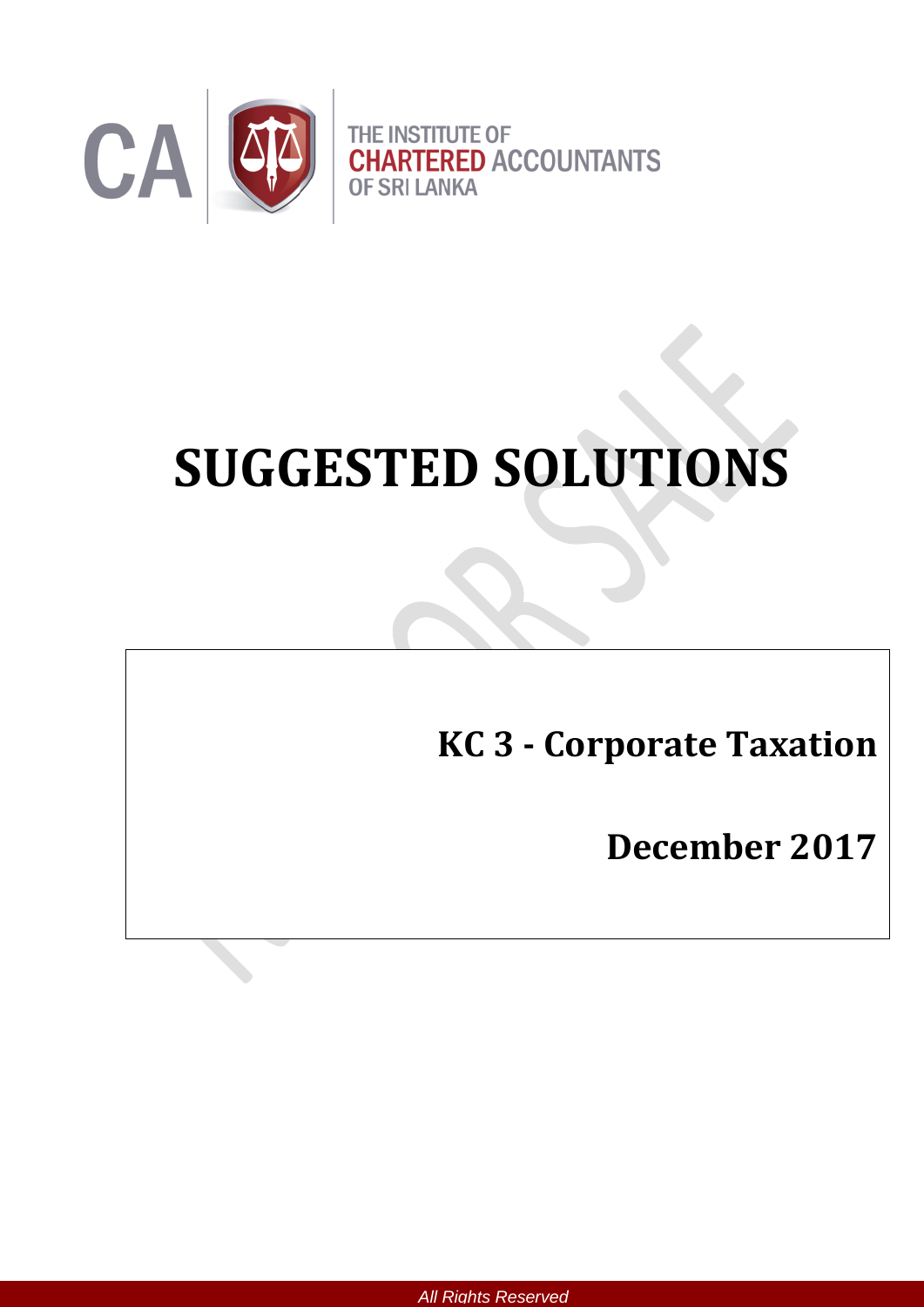CA

THE INSTITUTE OF
**CHARTERED** ACCOUNTANTS
OF SRI LANKA

# SUGGESTED SOLUTIONS

## KC 3 - Corporate Taxation

## December 2017

*All Rights Reserved*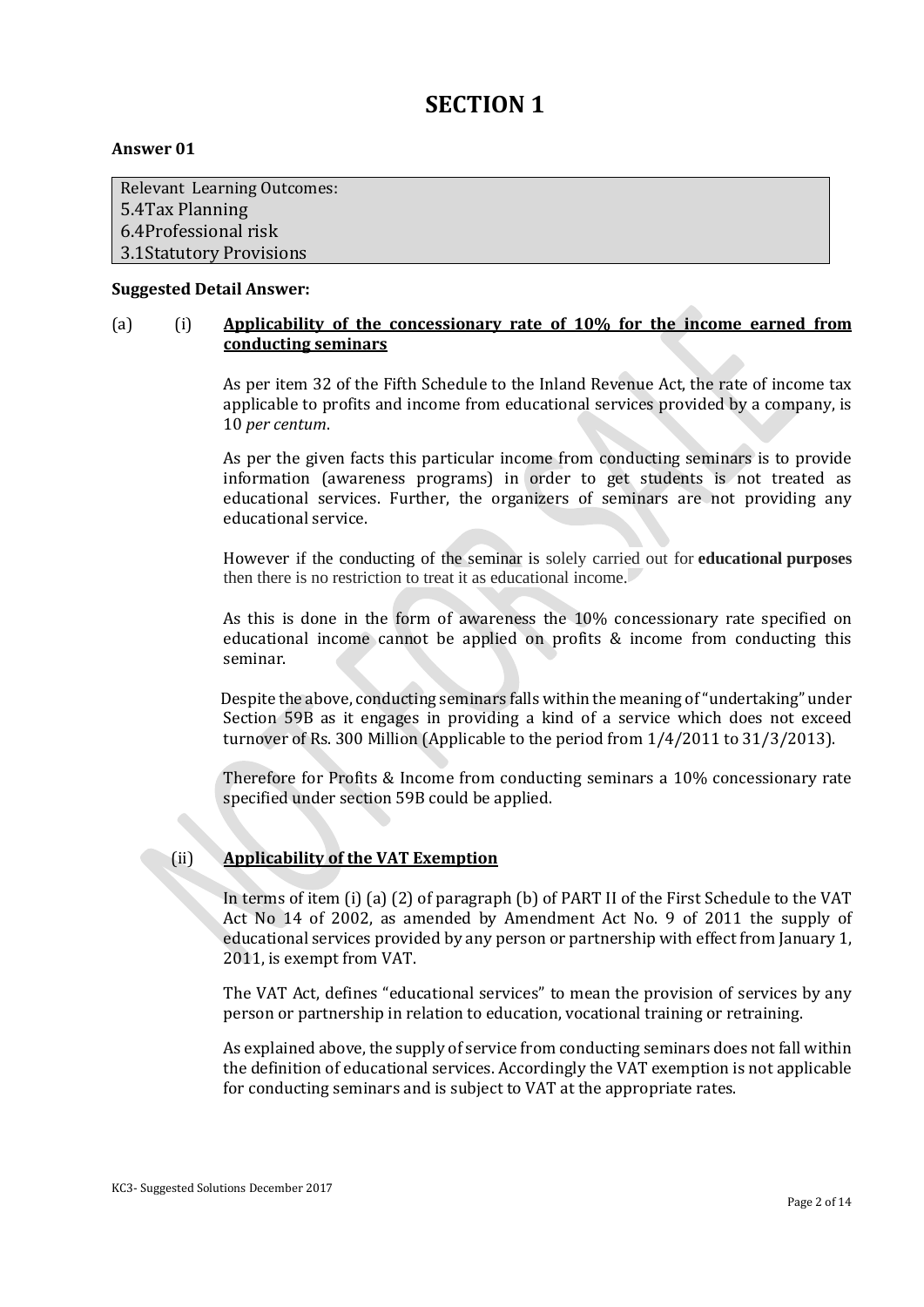# SECTION 1

**Answer 01**

| Relevant Learning Outcomes: |
|---|
| 5.4Tax Planning |
| 6.4Professional risk |
| 3.1Statutory Provisions |

**Suggested Detail Answer:**

(a) (i) **Applicability of the concessionary rate of 10% for the income earned from conducting seminars**

As per item 32 of the Fifth Schedule to the Inland Revenue Act, the rate of income tax applicable to profits and income from educational services provided by a company, is 10 *per centum*.

As per the given facts this particular income from conducting seminars is to provide information (awareness programs) in order to get students is not treated as educational services. Further, the organizers of seminars are not providing any educational service.

However if the conducting of the seminar is solely carried out for **educational purposes** then there is no restriction to treat it as educational income.

As this is done in the form of awareness the 10% concessionary rate specified on educational income cannot be applied on profits & income from conducting this seminar.

Despite the above, conducting seminars falls within the meaning of "undertaking" under Section 59B as it engages in providing a kind of a service which does not exceed turnover of Rs. 300 Million (Applicable to the period from 1/4/2011 to 31/3/2013).

Therefore for Profits & Income from conducting seminars a 10% concessionary rate specified under section 59B could be applied.

(ii) **Applicability of the VAT Exemption**

In terms of item (i) (a) (2) of paragraph (b) of PART II of the First Schedule to the VAT Act No 14 of 2002, as amended by Amendment Act No. 9 of 2011 the supply of educational services provided by any person or partnership with effect from January 1, 2011, is exempt from VAT.

The VAT Act, defines "educational services" to mean the provision of services by any person or partnership in relation to education, vocational training or retraining.

As explained above, the supply of service from conducting seminars does not fall within the definition of educational services. Accordingly the VAT exemption is not applicable for conducting seminars and is subject to VAT at the appropriate rates.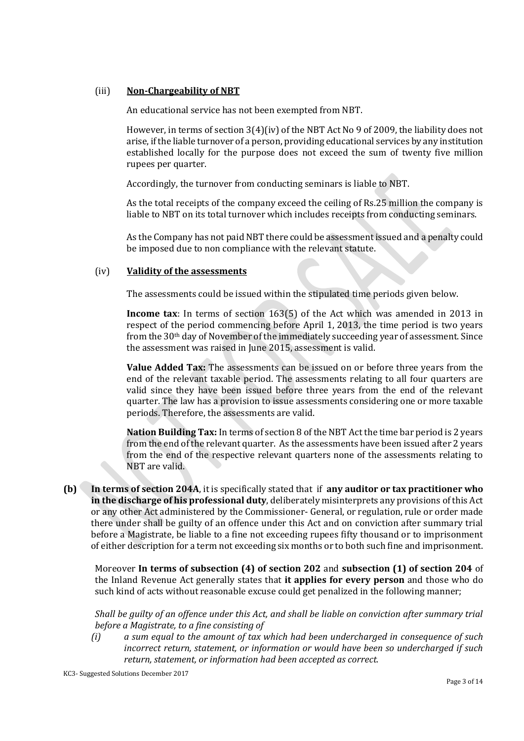(iii) **Non-Chargeability of NBT**

An educational service has not been exempted from NBT.

However, in terms of section 3(4)(iv) of the NBT Act No 9 of 2009, the liability does not arise, if the liable turnover of a person, providing educational services by any institution established locally for the purpose does not exceed the sum of twenty five million rupees per quarter.

Accordingly, the turnover from conducting seminars is liable to NBT.

As the total receipts of the company exceed the ceiling of Rs.25 million the company is liable to NBT on its total turnover which includes receipts from conducting seminars.

As the Company has not paid NBT there could be assessment issued and a penalty could be imposed due to non compliance with the relevant statute.

(iv) **Validity of the assessments**

The assessments could be issued within the stipulated time periods given below.

**Income tax**: In terms of section 163(5) of the Act which was amended in 2013 in respect of the period commencing before April 1, 2013, the time period is two years from the 30th day of November of the immediately succeeding year of assessment. Since the assessment was raised in June 2015, assessment is valid.

**Value Added Tax:** The assessments can be issued on or before three years from the end of the relevant taxable period. The assessments relating to all four quarters are valid since they have been issued before three years from the end of the relevant quarter. The law has a provision to issue assessments considering one or more taxable periods. Therefore, the assessments are valid.

**Nation Building Tax:** In terms of section 8 of the NBT Act the time bar period is 2 years from the end of the relevant quarter. As the assessments have been issued after 2 years from the end of the respective relevant quarters none of the assessments relating to NBT are valid.

**(b)** **In terms of section 204A**, it is specifically stated that if **any auditor or tax practitioner who in the discharge of his professional duty**, deliberately misinterprets any provisions of this Act or any other Act administered by the Commissioner- General, or regulation, rule or order made there under shall be guilty of an offence under this Act and on conviction after summary trial before a Magistrate, be liable to a fine not exceeding rupees fifty thousand or to imprisonment of either description for a term not exceeding six months or to both such fine and imprisonment.

Moreover **In terms of subsection (4) of section 202** and **subsection (1) of section 204** of the Inland Revenue Act generally states that **it applies for every person** and those who do such kind of acts without reasonable excuse could get penalized in the following manner;

*Shall be guilty of an offence under this Act, and shall be liable on conviction after summary trial before a Magistrate, to a fine consisting of*

*(i) a sum equal to the amount of tax which had been undercharged in consequence of such incorrect return, statement, or information or would have been so undercharged if such return, statement, or information had been accepted as correct.*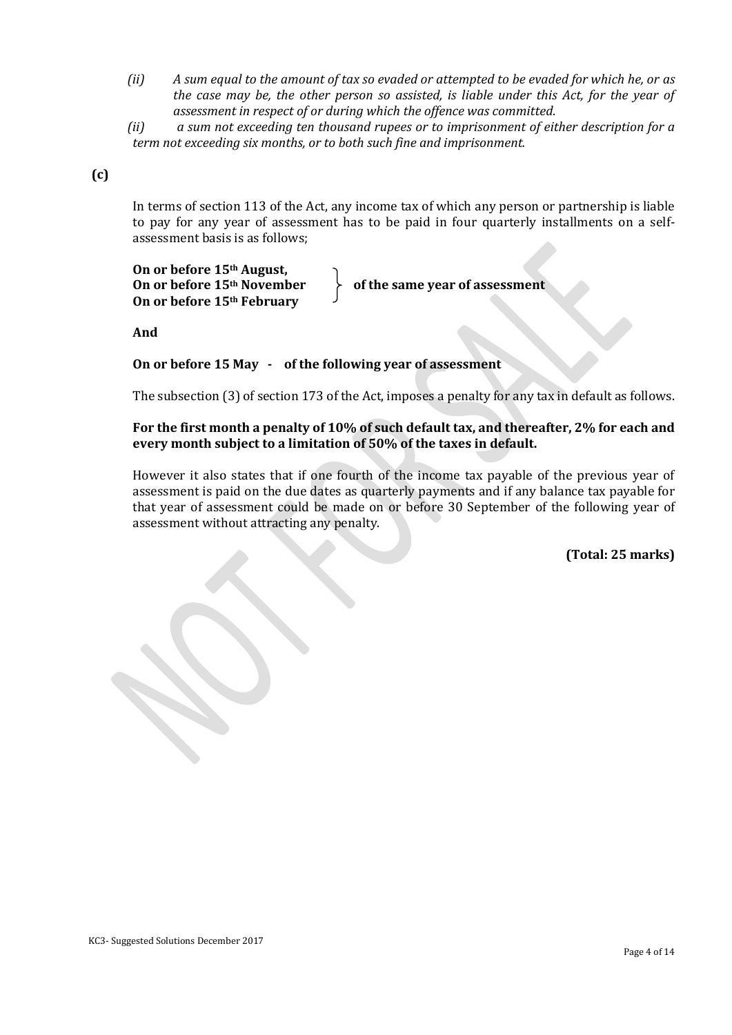*(ii) A sum equal to the amount of tax so evaded or attempted to be evaded for which he, or as the case may be, the other person so assisted, is liable under this Act, for the year of assessment in respect of or during which the offence was committed.*

*(ii) a sum not exceeding ten thousand rupees or to imprisonment of either description for a term not exceeding six months, or to both such fine and imprisonment.*

**(c)**

In terms of section 113 of the Act, any income tax of which any person or partnership is liable to pay for any year of assessment has to be paid in four quarterly installments on a self-assessment basis is as follows;

**On or before 15th August,**
**On or before 15th November** } **of the same year of assessment**
**On or before 15th February**

**And**

**On or before 15 May - of the following year of assessment**

The subsection (3) of section 173 of the Act, imposes a penalty for any tax in default as follows.

**For the first month a penalty of 10% of such default tax, and thereafter, 2% for each and every month subject to a limitation of 50% of the taxes in default.**

However it also states that if one fourth of the income tax payable of the previous year of assessment is paid on the due dates as quarterly payments and if any balance tax payable for that year of assessment could be made on or before 30 September of the following year of assessment without attracting any penalty.

**(Total: 25 marks)**

KC3- Suggested Solutions December 2017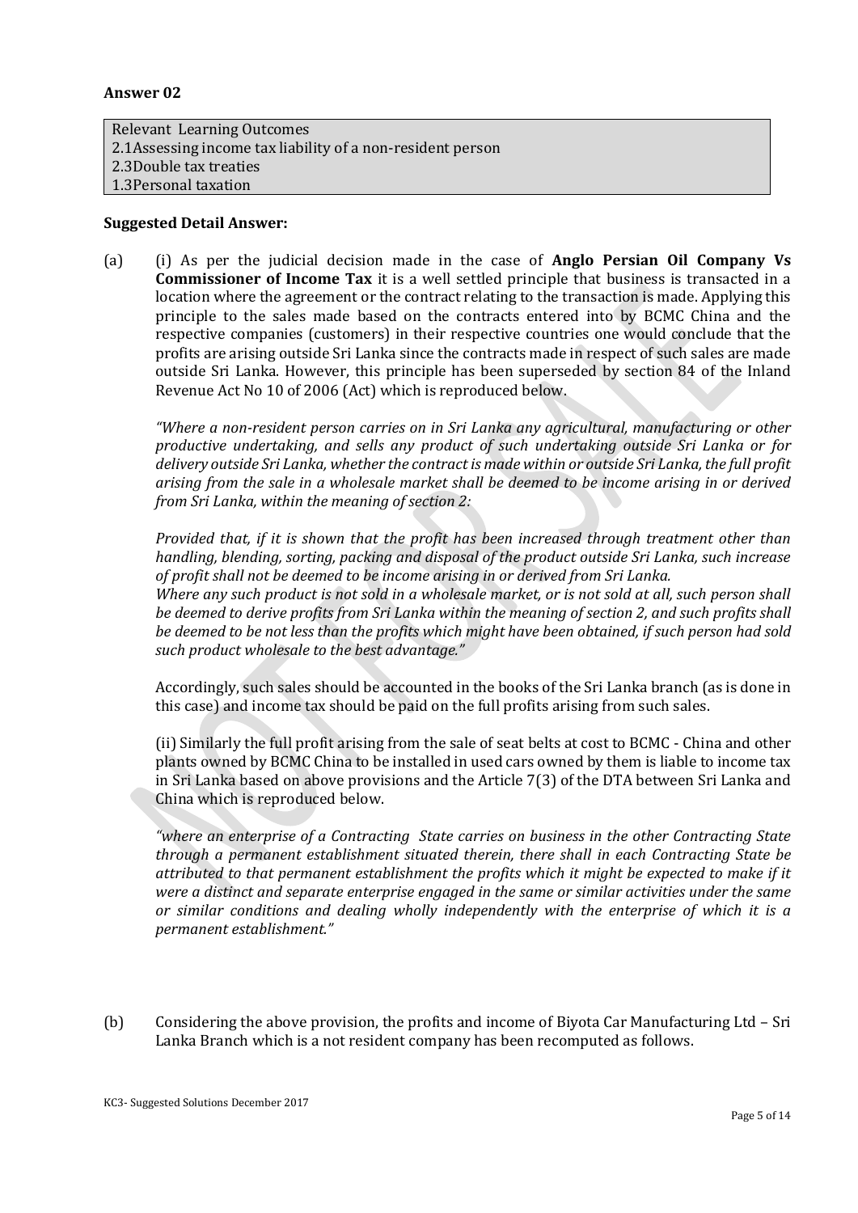**Answer 02**

| Relevant Learning Outcomes |
| --- |
| 2.1Assessing income tax liability of a non-resident person |
| 2.3Double tax treaties |
| 1.3Personal taxation |

**Suggested Detail Answer:**

(a) (i) As per the judicial decision made in the case of **Anglo Persian Oil Company Vs Commissioner of Income Tax** it is a well settled principle that business is transacted in a location where the agreement or the contract relating to the transaction is made. Applying this principle to the sales made based on the contracts entered into by BCMC China and the respective companies (customers) in their respective countries one would conclude that the profits are arising outside Sri Lanka since the contracts made in respect of such sales are made outside Sri Lanka. However, this principle has been superseded by section 84 of the Inland Revenue Act No 10 of 2006 (Act) which is reproduced below.

*"Where a non-resident person carries on in Sri Lanka any agricultural, manufacturing or other productive undertaking, and sells any product of such undertaking outside Sri Lanka or for delivery outside Sri Lanka, whether the contract is made within or outside Sri Lanka, the full profit arising from the sale in a wholesale market shall be deemed to be income arising in or derived from Sri Lanka, within the meaning of section 2:*

*Provided that, if it is shown that the profit has been increased through treatment other than handling, blending, sorting, packing and disposal of the product outside Sri Lanka, such increase of profit shall not be deemed to be income arising in or derived from Sri Lanka.*
*Where any such product is not sold in a wholesale market, or is not sold at all, such person shall be deemed to derive profits from Sri Lanka within the meaning of section 2, and such profits shall be deemed to be not less than the profits which might have been obtained, if such person had sold such product wholesale to the best advantage."*

Accordingly, such sales should be accounted in the books of the Sri Lanka branch (as is done in this case) and income tax should be paid on the full profits arising from such sales.

(ii) Similarly the full profit arising from the sale of seat belts at cost to BCMC - China and other plants owned by BCMC China to be installed in used cars owned by them is liable to income tax in Sri Lanka based on above provisions and the Article 7(3) of the DTA between Sri Lanka and China which is reproduced below.

*"where an enterprise of a Contracting State carries on business in the other Contracting State through a permanent establishment situated therein, there shall in each Contracting State be attributed to that permanent establishment the profits which it might be expected to make if it were a distinct and separate enterprise engaged in the same or similar activities under the same or similar conditions and dealing wholly independently with the enterprise of which it is a permanent establishment."*

(b) Considering the above provision, the profits and income of Biyota Car Manufacturing Ltd – Sri Lanka Branch which is a not resident company has been recomputed as follows.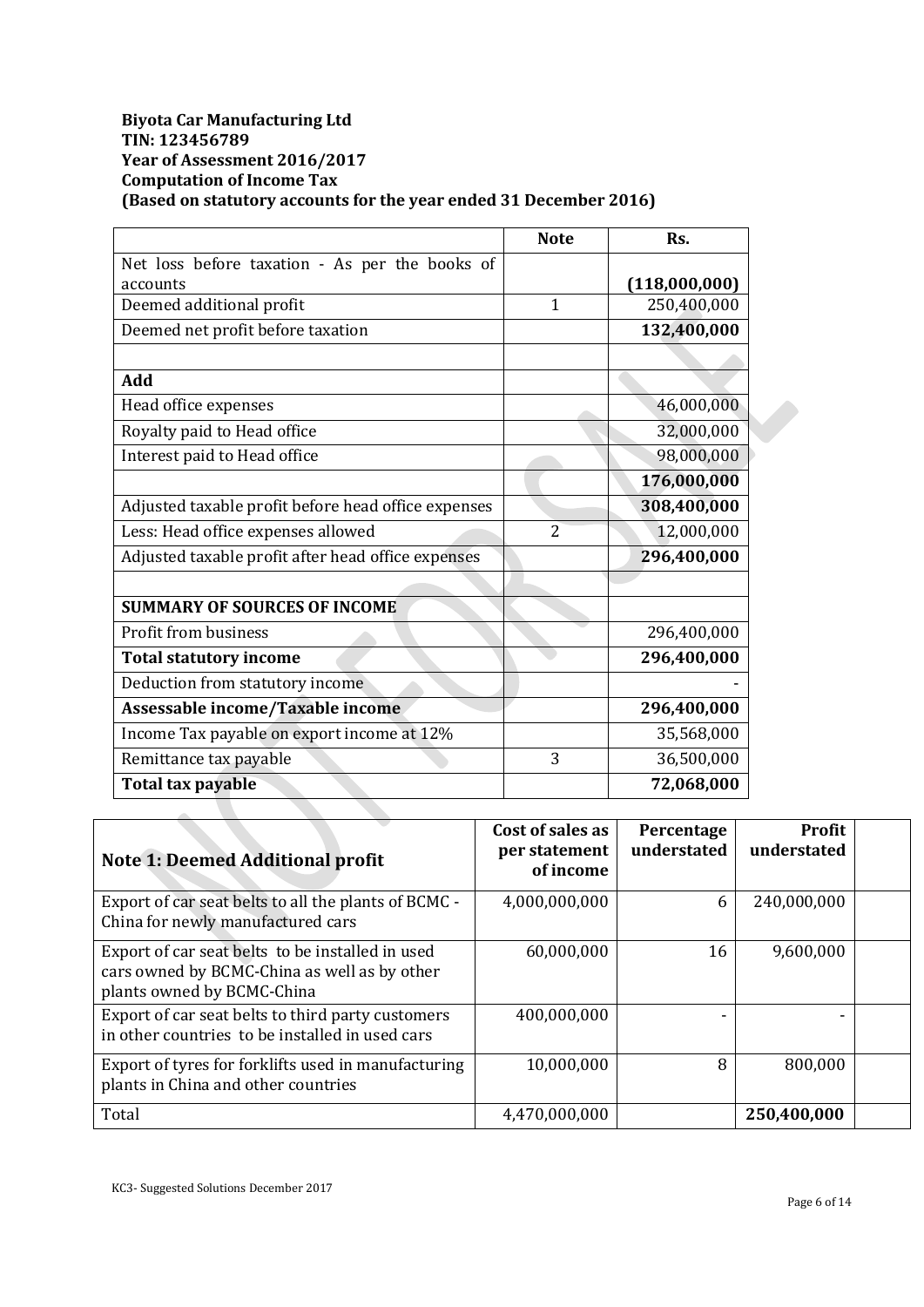**Biyota Car Manufacturing Ltd**
**TIN: 123456789**
**Year of Assessment 2016/2017**
**Computation of Income Tax**
**(Based on statutory accounts for the year ended 31 December 2016)**

| | Note | Rs. |
|---|---|---|
| Net loss before taxation - As per the books of accounts | | **(118,000,000)** |
| Deemed additional profit | 1 | 250,400,000 |
| Deemed net profit before taxation | | **132,400,000** |
| | | |
| **Add** | | |
| Head office expenses | | 46,000,000 |
| Royalty paid to Head office | | 32,000,000 |
| Interest paid to Head office | | 98,000,000 |
| | | **176,000,000** |
| Adjusted taxable profit before head office expenses | | **308,400,000** |
| Less: Head office expenses allowed | 2 | 12,000,000 |
| Adjusted taxable profit after head office expenses | | **296,400,000** |
| | | |
| **SUMMARY OF SOURCES OF INCOME** | | |
| Profit from business | | 296,400,000 |
| **Total statutory income** | | **296,400,000** |
| Deduction from statutory income | | - |
| **Assessable income/Taxable income** | | **296,400,000** |
| Income Tax payable on export income at 12% | | 35,568,000 |
| Remittance tax payable | 3 | 36,500,000 |
| **Total tax payable** | | **72,068,000** |

| **Note 1: Deemed Additional profit** | **Cost of sales as per statement of income** | **Percentage understated** | **Profit understated** |
|---|---|---|---|
| Export of car seat belts to all the plants of BCMC - China for newly manufactured cars | 4,000,000,000 | 6 | 240,000,000 |
| Export of car seat belts to be installed in used cars owned by BCMC-China as well as by other plants owned by BCMC-China | 60,000,000 | 16 | 9,600,000 |
| Export of car seat belts to third party customers in other countries to be installed in used cars | 400,000,000 | - | - |
| Export of tyres for forklifts used in manufacturing plants in China and other countries | 10,000,000 | 8 | 800,000 |
| Total | 4,470,000,000 | | **250,400,000** |

KC3- Suggested Solutions December 2017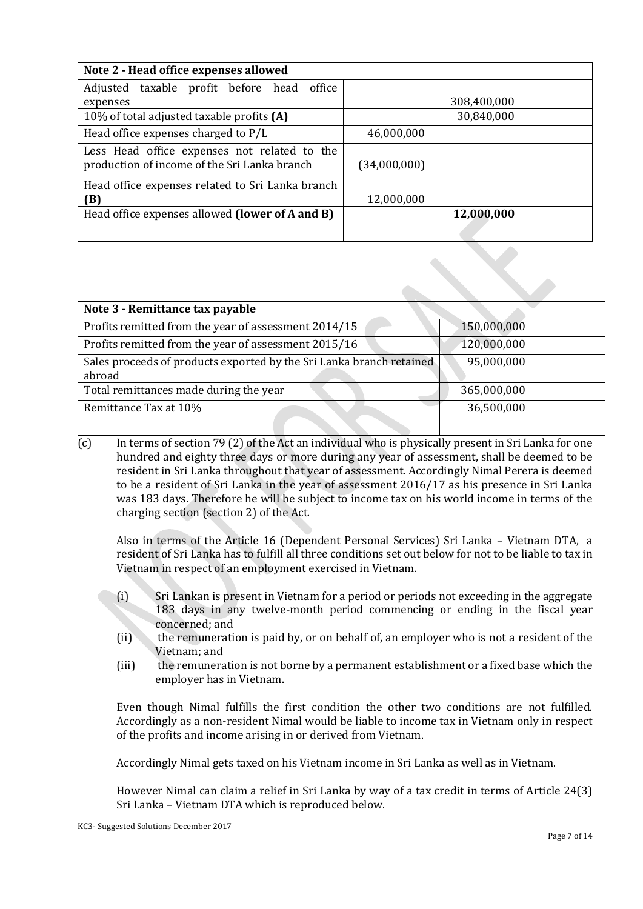| Note 2 - Head office expenses allowed | | | |
|---|---|---|---|
| Adjusted taxable profit before head office expenses | | 308,400,000 | |
| 10% of total adjusted taxable profits **(A)** | | 30,840,000 | |
| Head office expenses charged to P/L | 46,000,000 | | |
| Less Head office expenses not related to the production of income of the Sri Lanka branch | (34,000,000) | | |
| Head office expenses related to Sri Lanka branch **(B)** | 12,000,000 | | |
| Head office expenses allowed **(lower of A and B)** | | **12,000,000** | |
| | | | |

| Note 3 - Remittance tax payable | | |
|---|---|---|
| Profits remitted from the year of assessment 2014/15 | 150,000,000 | |
| Profits remitted from the year of assessment 2015/16 | 120,000,000 | |
| Sales proceeds of products exported by the Sri Lanka branch retained abroad | 95,000,000 | |
| Total remittances made during the year | 365,000,000 | |
| Remittance Tax at 10% | 36,500,000 | |
| | | |

(c) In terms of section 79 (2) of the Act an individual who is physically present in Sri Lanka for one hundred and eighty three days or more during any year of assessment, shall be deemed to be resident in Sri Lanka throughout that year of assessment. Accordingly Nimal Perera is deemed to be a resident of Sri Lanka in the year of assessment 2016/17 as his presence in Sri Lanka was 183 days. Therefore he will be subject to income tax on his world income in terms of the charging section (section 2) of the Act.

Also in terms of the Article 16 (Dependent Personal Services) Sri Lanka – Vietnam DTA, a resident of Sri Lanka has to fulfill all three conditions set out below for not to be liable to tax in Vietnam in respect of an employment exercised in Vietnam.

(i) Sri Lankan is present in Vietnam for a period or periods not exceeding in the aggregate 183 days in any twelve-month period commencing or ending in the fiscal year concerned; and
(ii) the remuneration is paid by, or on behalf of, an employer who is not a resident of the Vietnam; and
(iii) the remuneration is not borne by a permanent establishment or a fixed base which the employer has in Vietnam.

Even though Nimal fulfills the first condition the other two conditions are not fulfilled. Accordingly as a non-resident Nimal would be liable to income tax in Vietnam only in respect of the profits and income arising in or derived from Vietnam.

Accordingly Nimal gets taxed on his Vietnam income in Sri Lanka as well as in Vietnam.

However Nimal can claim a relief in Sri Lanka by way of a tax credit in terms of Article 24(3) Sri Lanka – Vietnam DTA which is reproduced below.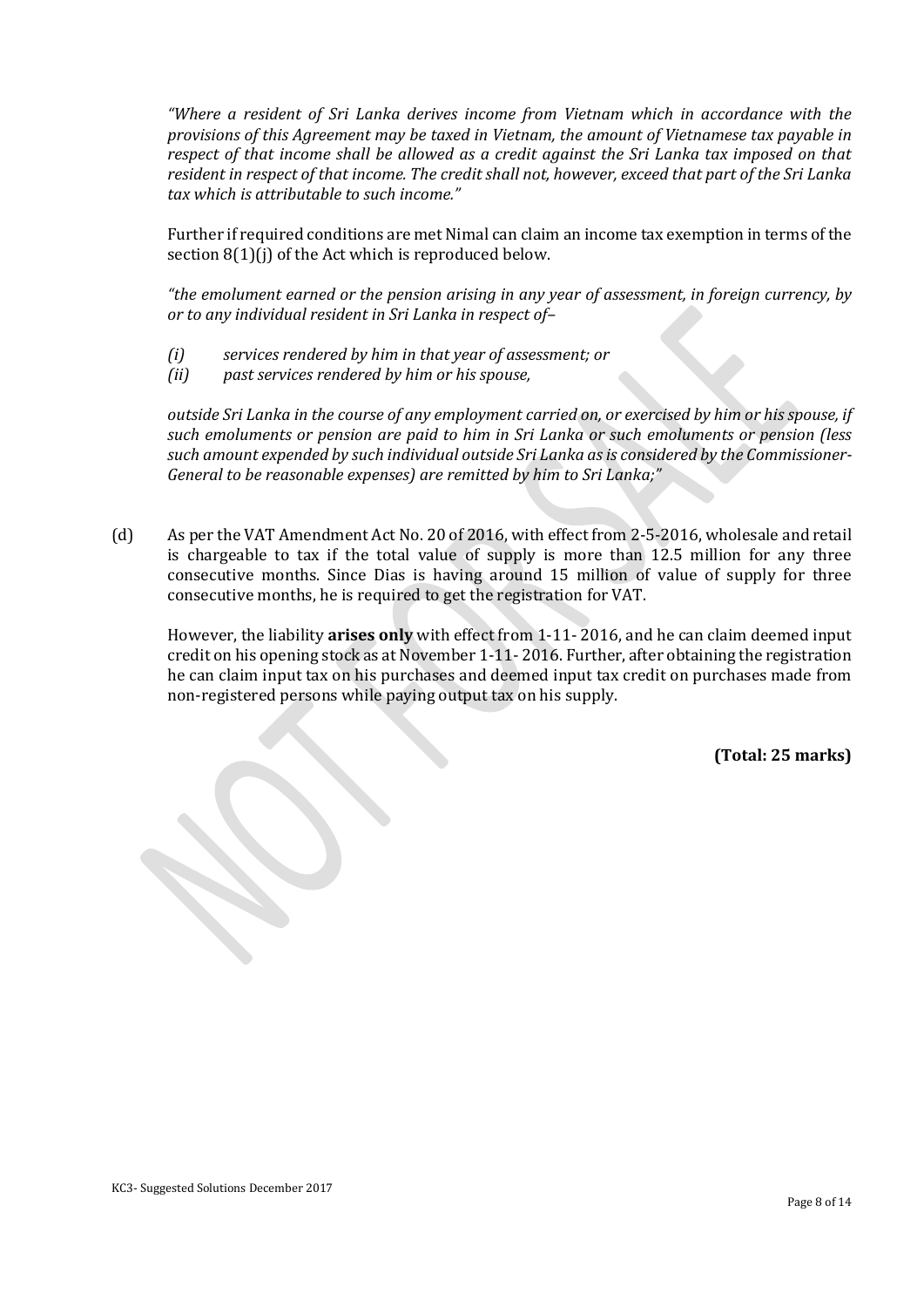*"Where a resident of Sri Lanka derives income from Vietnam which in accordance with the provisions of this Agreement may be taxed in Vietnam, the amount of Vietnamese tax payable in respect of that income shall be allowed as a credit against the Sri Lanka tax imposed on that resident in respect of that income. The credit shall not, however, exceed that part of the Sri Lanka tax which is attributable to such income."*

Further if required conditions are met Nimal can claim an income tax exemption in terms of the section 8(1)(j) of the Act which is reproduced below.

*"the emolument earned or the pension arising in any year of assessment, in foreign currency, by or to any individual resident in Sri Lanka in respect of–*

*(i) services rendered by him in that year of assessment; or*
*(ii) past services rendered by him or his spouse,*

*outside Sri Lanka in the course of any employment carried on, or exercised by him or his spouse, if such emoluments or pension are paid to him in Sri Lanka or such emoluments or pension (less such amount expended by such individual outside Sri Lanka as is considered by the Commissioner-General to be reasonable expenses) are remitted by him to Sri Lanka;"*

(d) As per the VAT Amendment Act No. 20 of 2016, with effect from 2-5-2016, wholesale and retail is chargeable to tax if the total value of supply is more than 12.5 million for any three consecutive months. Since Dias is having around 15 million of value of supply for three consecutive months, he is required to get the registration for VAT.

However, the liability **arises only** with effect from 1-11- 2016, and he can claim deemed input credit on his opening stock as at November 1-11- 2016. Further, after obtaining the registration he can claim input tax on his purchases and deemed input tax credit on purchases made from non-registered persons while paying output tax on his supply.

**(Total: 25 marks)**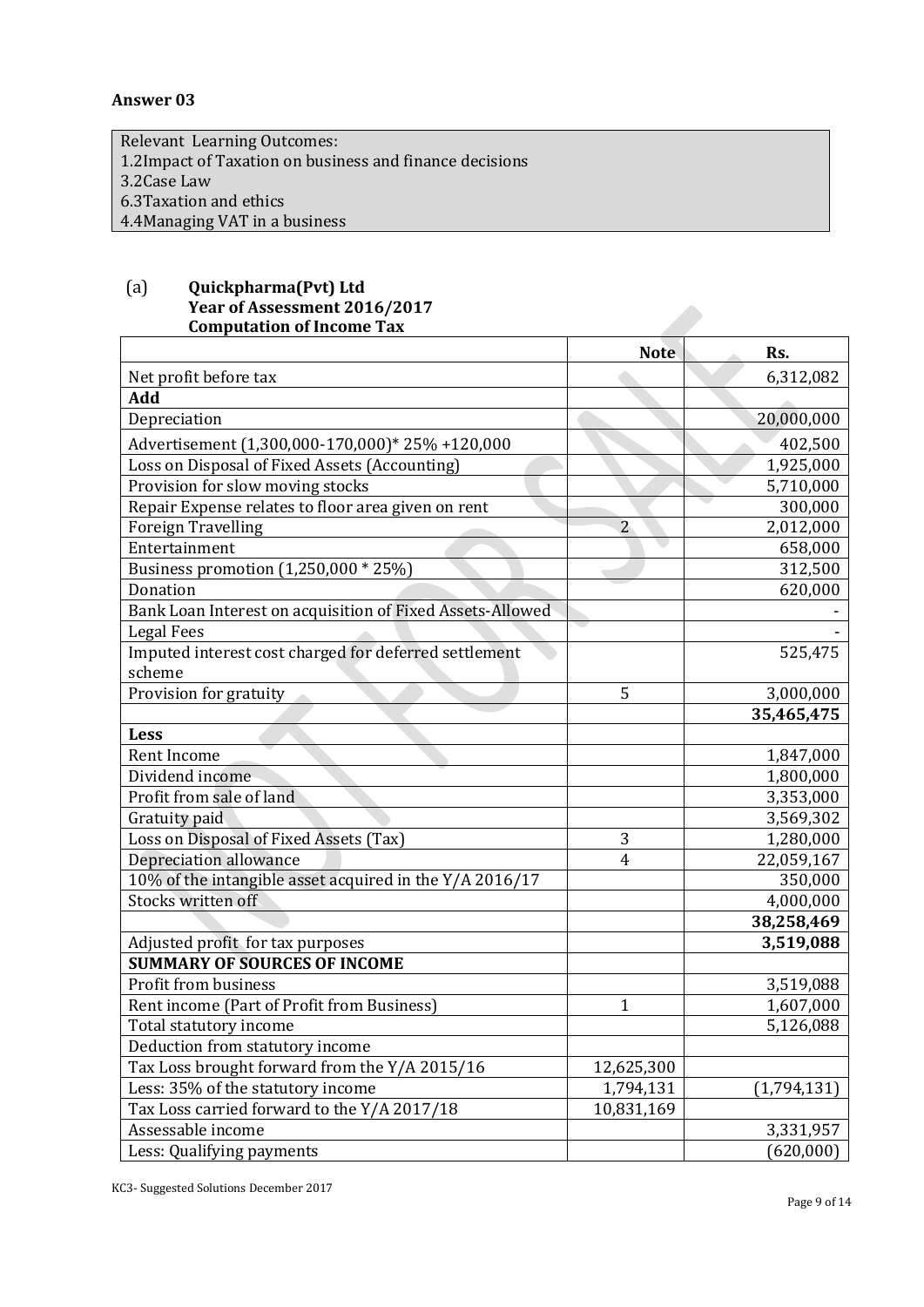**Answer 03**

| Relevant Learning Outcomes: |
|---|
| 1.2Impact of Taxation on business and finance decisions |
| 3.2Case Law |
| 6.3Taxation and ethics |
| 4.4Managing VAT in a business |

(a) **Quickpharma(Pvt) Ltd**
**Year of Assessment 2016/2017**
**Computation of Income Tax**

| | **Note** | **Rs.** |
|---|---|---|
| Net profit before tax | | 6,312,082 |
| **Add** | | |
| Depreciation | | 20,000,000 |
| Advertisement (1,300,000-170,000)* 25% +120,000 | | 402,500 |
| Loss on Disposal of Fixed Assets (Accounting) | | 1,925,000 |
| Provision for slow moving stocks | | 5,710,000 |
| Repair Expense relates to floor area given on rent | | 300,000 |
| Foreign Travelling | 2 | 2,012,000 |
| Entertainment | | 658,000 |
| Business promotion (1,250,000 * 25%) | | 312,500 |
| Donation | | 620,000 |
| Bank Loan Interest on acquisition of Fixed Assets-Allowed | | - |
| Legal Fees | | - |
| Imputed interest cost charged for deferred settlement scheme | | 525,475 |
| Provision for gratuity | 5 | 3,000,000 |
| | | **35,465,475** |
| **Less** | | |
| Rent Income | | 1,847,000 |
| Dividend income | | 1,800,000 |
| Profit from sale of land | | 3,353,000 |
| Gratuity paid | | 3,569,302 |
| Loss on Disposal of Fixed Assets (Tax) | 3 | 1,280,000 |
| Depreciation allowance | 4 | 22,059,167 |
| 10% of the intangible asset acquired in the Y/A 2016/17 | | 350,000 |
| Stocks written off | | 4,000,000 |
| | | **38,258,469** |
| Adjusted profit for tax purposes | | **3,519,088** |
| **SUMMARY OF SOURCES OF INCOME** | | |
| Profit from business | | 3,519,088 |
| Rent income (Part of Profit from Business) | 1 | 1,607,000 |
| Total statutory income | | 5,126,088 |
| Deduction from statutory income | | |
| Tax Loss brought forward from the Y/A 2015/16 | 12,625,300 | |
| Less: 35% of the statutory income | 1,794,131 | (1,794,131) |
| Tax Loss carried forward to the Y/A 2017/18 | 10,831,169 | |
| Assessable income | | 3,331,957 |
| Less: Qualifying payments | | (620,000) |

KC3- Suggested Solutions December 2017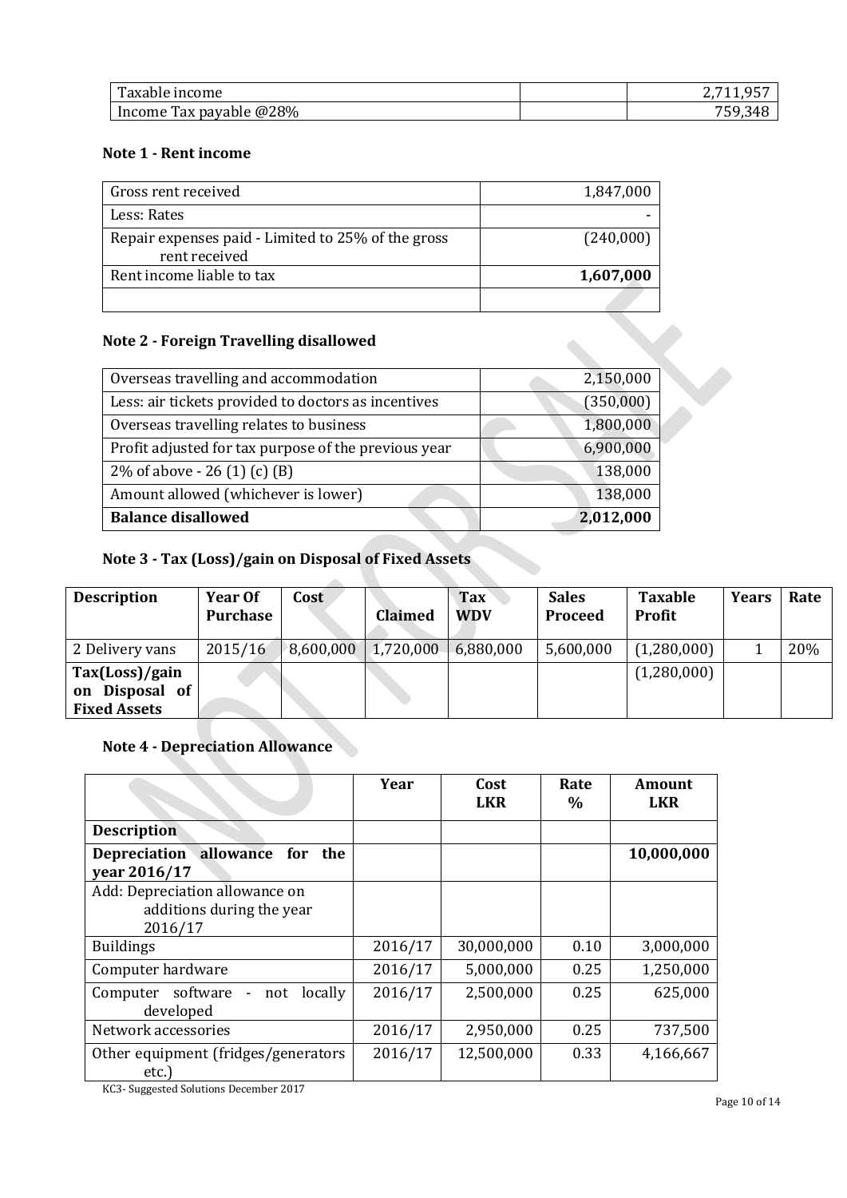| Taxable income | | 2,711,957 |
|---|---|---|
| Income Tax payable @28% | | 759,348 |

**Note 1 - Rent income**

| Gross rent received | 1,847,000 |
|---|---|
| Less: Rates | - |
| Repair expenses paid - Limited to 25% of the gross rent received | (240,000) |
| Rent income liable to tax | **1,607,000** |
| | |

**Note 2 - Foreign Travelling disallowed**

| Overseas travelling and accommodation | 2,150,000 |
|---|---|
| Less: air tickets provided to doctors as incentives | (350,000) |
| Overseas travelling relates to business | 1,800,000 |
| Profit adjusted for tax purpose of the previous year | 6,900,000 |
| 2% of above - 26 (1) (c) (B) | 138,000 |
| Amount allowed (whichever is lower) | 138,000 |
| **Balance disallowed** | **2,012,000** |

**Note 3 - Tax (Loss)/gain on Disposal of Fixed Assets**

| Description | Year Of Purchase | Cost | Claimed | Tax WDV | Sales Proceed | Taxable Profit | Years | Rate |
|---|---|---|---|---|---|---|---|---|
| 2 Delivery vans | 2015/16 | 8,600,000 | 1,720,000 | 6,880,000 | 5,600,000 | (1,280,000) | 1 | 20% |
| **Tax(Loss)/gain on Disposal of Fixed Assets** | | | | | | (1,280,000) | | |

**Note 4 - Depreciation Allowance**

| | Year | Cost LKR | Rate % | Amount LKR |
|---|---|---|---|---|
| **Description** | | | | |
| **Depreciation allowance for the year 2016/17** | | | | **10,000,000** |
| Add: Depreciation allowance on additions during the year 2016/17 | | | | |
| Buildings | 2016/17 | 30,000,000 | 0.10 | 3,000,000 |
| Computer hardware | 2016/17 | 5,000,000 | 0.25 | 1,250,000 |
| Computer software - not locally developed | 2016/17 | 2,500,000 | 0.25 | 625,000 |
| Network accessories | 2016/17 | 2,950,000 | 0.25 | 737,500 |
| Other equipment (fridges/generators etc.) | 2016/17 | 12,500,000 | 0.33 | 4,166,667 |

KC3- Suggested Solutions December 2017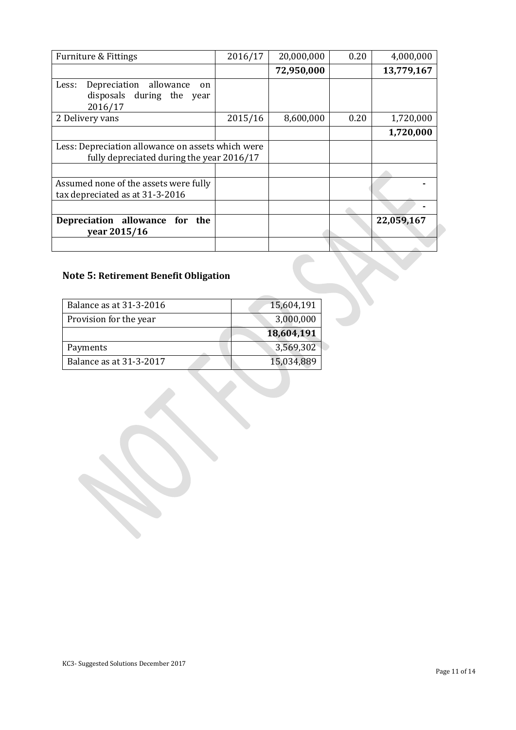| Furniture & Fittings | 2016/17 | 20,000,000 | 0.20 | 4,000,000 |
|---|---|---|---|---|
| | | **72,950,000** | | **13,779,167** |
| Less: Depreciation allowance on disposals during the year 2016/17 | | | | |
| 2 Delivery vans | 2015/16 | 8,600,000 | 0.20 | 1,720,000 |
| | | | | **1,720,000** |
| Less: Depreciation allowance on assets which were fully depreciated during the year 2016/17 | | | | |
| | | | | |
| Assumed none of the assets were fully tax depreciated as at 31-3-2016 | | | | - |
| | | | | - |
| **Depreciation allowance for the year 2015/16** | | | | **22,059,167** |
| | | | | |

## Note 5: Retirement Benefit Obligation

| Balance as at 31-3-2016 | 15,604,191 |
|---|---|
| Provision for the year | 3,000,000 |
| | **18,604,191** |
| Payments | 3,569,302 |
| Balance as at 31-3-2017 | 15,034,889 |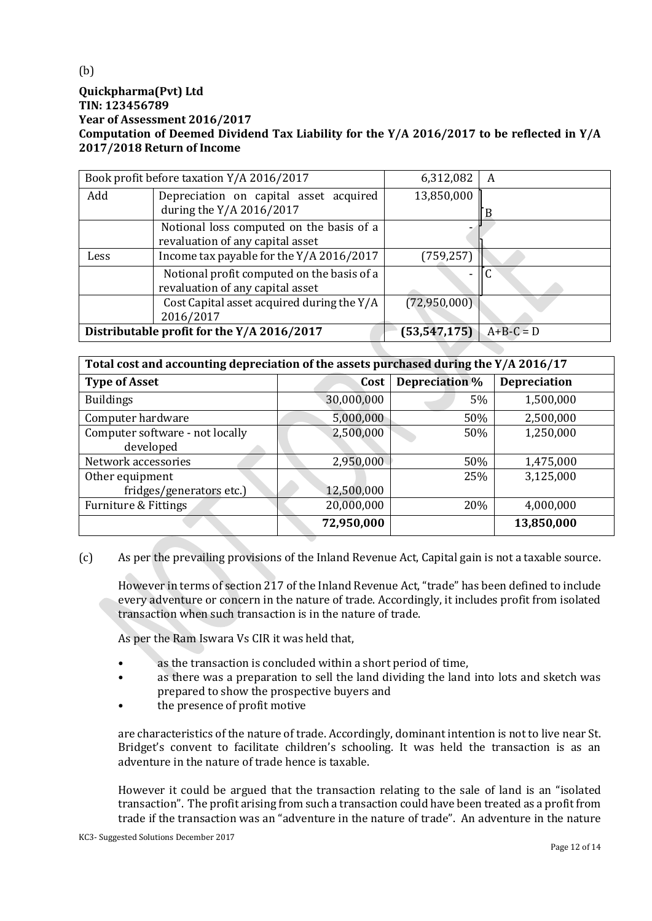(b)

**Quickpharma(Pvt) Ltd**
**TIN: 123456789**
**Year of Assessment 2016/2017**
**Computation of Deemed Dividend Tax Liability for the Y/A 2016/2017 to be reflected in Y/A 2017/2018 Return of Income**

| Book profit before taxation Y/A 2016/2017 | | 6,312,082 | A |
|---|---|---|---|
| Add | Depreciation on capital asset acquired during the Y/A 2016/2017 | 13,850,000 | B |
| | Notional loss computed on the basis of a revaluation of any capital asset | - | |
| Less | Income tax payable for the Y/A 2016/2017 | (759,257) | C |
| | Notional profit computed on the basis of a revaluation of any capital asset | - | |
| | Cost Capital asset acquired during the Y/A 2016/2017 | (72,950,000) | |
| **Distributable profit for the Y/A 2016/2017** | | **(53,547,175)** | A+B-C = D |

| **Total cost and accounting depreciation of the assets purchased during the Y/A 2016/17** | | | |
|---|---|---|---|
| **Type of Asset** | **Cost** | **Depreciation %** | **Depreciation** |
| Buildings | 30,000,000 | 5% | 1,500,000 |
| Computer hardware | 5,000,000 | 50% | 2,500,000 |
| Computer software - not locally developed | 2,500,000 | 50% | 1,250,000 |
| Network accessories | 2,950,000 | 50% | 1,475,000 |
| Other equipment fridges/generators etc.) | 12,500,000 | 25% | 3,125,000 |
| Furniture & Fittings | 20,000,000 | 20% | 4,000,000 |
| | **72,950,000** | | **13,850,000** |

(c) As per the prevailing provisions of the Inland Revenue Act, Capital gain is not a taxable source.

However in terms of section 217 of the Inland Revenue Act, "trade" has been defined to include every adventure or concern in the nature of trade. Accordingly, it includes profit from isolated transaction when such transaction is in the nature of trade.

As per the Ram Iswara Vs CIR it was held that,

- as the transaction is concluded within a short period of time,
- as there was a preparation to sell the land dividing the land into lots and sketch was prepared to show the prospective buyers and
- the presence of profit motive

are characteristics of the nature of trade. Accordingly, dominant intention is not to live near St. Bridget's convent to facilitate children's schooling. It was held the transaction is as an adventure in the nature of trade hence is taxable.

However it could be argued that the transaction relating to the sale of land is an "isolated transaction". The profit arising from such a transaction could have been treated as a profit from trade if the transaction was an "adventure in the nature of trade". An adventure in the nature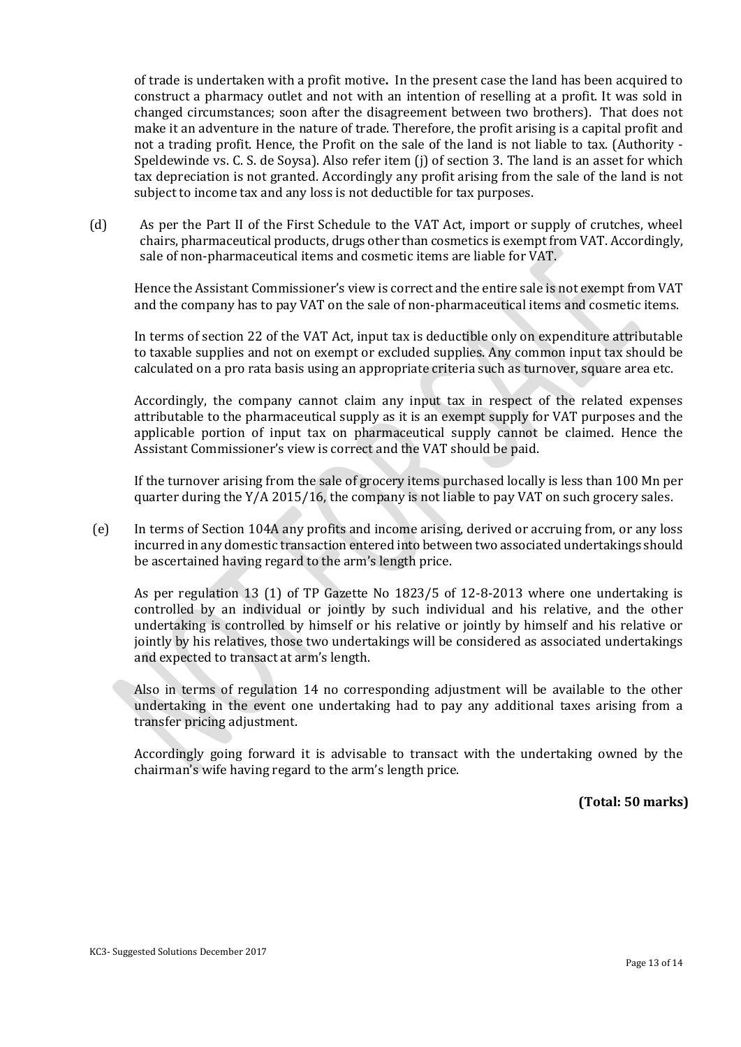of trade is undertaken with a profit motive**.** In the present case the land has been acquired to construct a pharmacy outlet and not with an intention of reselling at a profit. It was sold in changed circumstances; soon after the disagreement between two brothers). That does not make it an adventure in the nature of trade. Therefore, the profit arising is a capital profit and not a trading profit. Hence, the Profit on the sale of the land is not liable to tax. (Authority - Speldewinde vs. C. S. de Soysa). Also refer item (j) of section 3. The land is an asset for which tax depreciation is not granted. Accordingly any profit arising from the sale of the land is not subject to income tax and any loss is not deductible for tax purposes.

(d) As per the Part II of the First Schedule to the VAT Act, import or supply of crutches, wheel chairs, pharmaceutical products, drugs other than cosmetics is exempt from VAT. Accordingly, sale of non-pharmaceutical items and cosmetic items are liable for VAT.

Hence the Assistant Commissioner's view is correct and the entire sale is not exempt from VAT and the company has to pay VAT on the sale of non-pharmaceutical items and cosmetic items.

In terms of section 22 of the VAT Act, input tax is deductible only on expenditure attributable to taxable supplies and not on exempt or excluded supplies. Any common input tax should be calculated on a pro rata basis using an appropriate criteria such as turnover, square area etc.

Accordingly, the company cannot claim any input tax in respect of the related expenses attributable to the pharmaceutical supply as it is an exempt supply for VAT purposes and the applicable portion of input tax on pharmaceutical supply cannot be claimed. Hence the Assistant Commissioner's view is correct and the VAT should be paid.

If the turnover arising from the sale of grocery items purchased locally is less than 100 Mn per quarter during the Y/A 2015/16, the company is not liable to pay VAT on such grocery sales.

(e) In terms of Section 104A any profits and income arising, derived or accruing from, or any loss incurred in any domestic transaction entered into between two associated undertakings should be ascertained having regard to the arm's length price.

As per regulation 13 (1) of TP Gazette No 1823/5 of 12-8-2013 where one undertaking is controlled by an individual or jointly by such individual and his relative, and the other undertaking is controlled by himself or his relative or jointly by himself and his relative or jointly by his relatives, those two undertakings will be considered as associated undertakings and expected to transact at arm's length.

Also in terms of regulation 14 no corresponding adjustment will be available to the other undertaking in the event one undertaking had to pay any additional taxes arising from a transfer pricing adjustment.

Accordingly going forward it is advisable to transact with the undertaking owned by the chairman's wife having regard to the arm's length price.

**(Total: 50 marks)**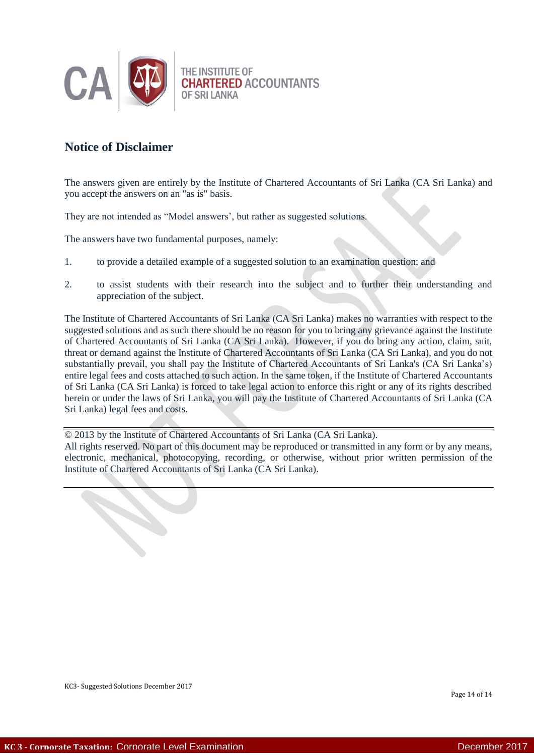# Notice of Disclaimer

The answers given are entirely by the Institute of Chartered Accountants of Sri Lanka (CA Sri Lanka) and you accept the answers on an "as is" basis.

They are not intended as "Model answers', but rather as suggested solutions.

The answers have two fundamental purposes, namely:

1. to provide a detailed example of a suggested solution to an examination question; and
2. to assist students with their research into the subject and to further their understanding and appreciation of the subject.

The Institute of Chartered Accountants of Sri Lanka (CA Sri Lanka) makes no warranties with respect to the suggested solutions and as such there should be no reason for you to bring any grievance against the Institute of Chartered Accountants of Sri Lanka (CA Sri Lanka). However, if you do bring any action, claim, suit, threat or demand against the Institute of Chartered Accountants of Sri Lanka (CA Sri Lanka), and you do not substantially prevail, you shall pay the Institute of Chartered Accountants of Sri Lanka's (CA Sri Lanka's) entire legal fees and costs attached to such action. In the same token, if the Institute of Chartered Accountants of Sri Lanka (CA Sri Lanka) is forced to take legal action to enforce this right or any of its rights described herein or under the laws of Sri Lanka, you will pay the Institute of Chartered Accountants of Sri Lanka (CA Sri Lanka) legal fees and costs.

© 2013 by the Institute of Chartered Accountants of Sri Lanka (CA Sri Lanka).
All rights reserved. No part of this document may be reproduced or transmitted in any form or by any means, electronic, mechanical, photocopying, recording, or otherwise, without prior written permission of the Institute of Chartered Accountants of Sri Lanka (CA Sri Lanka).